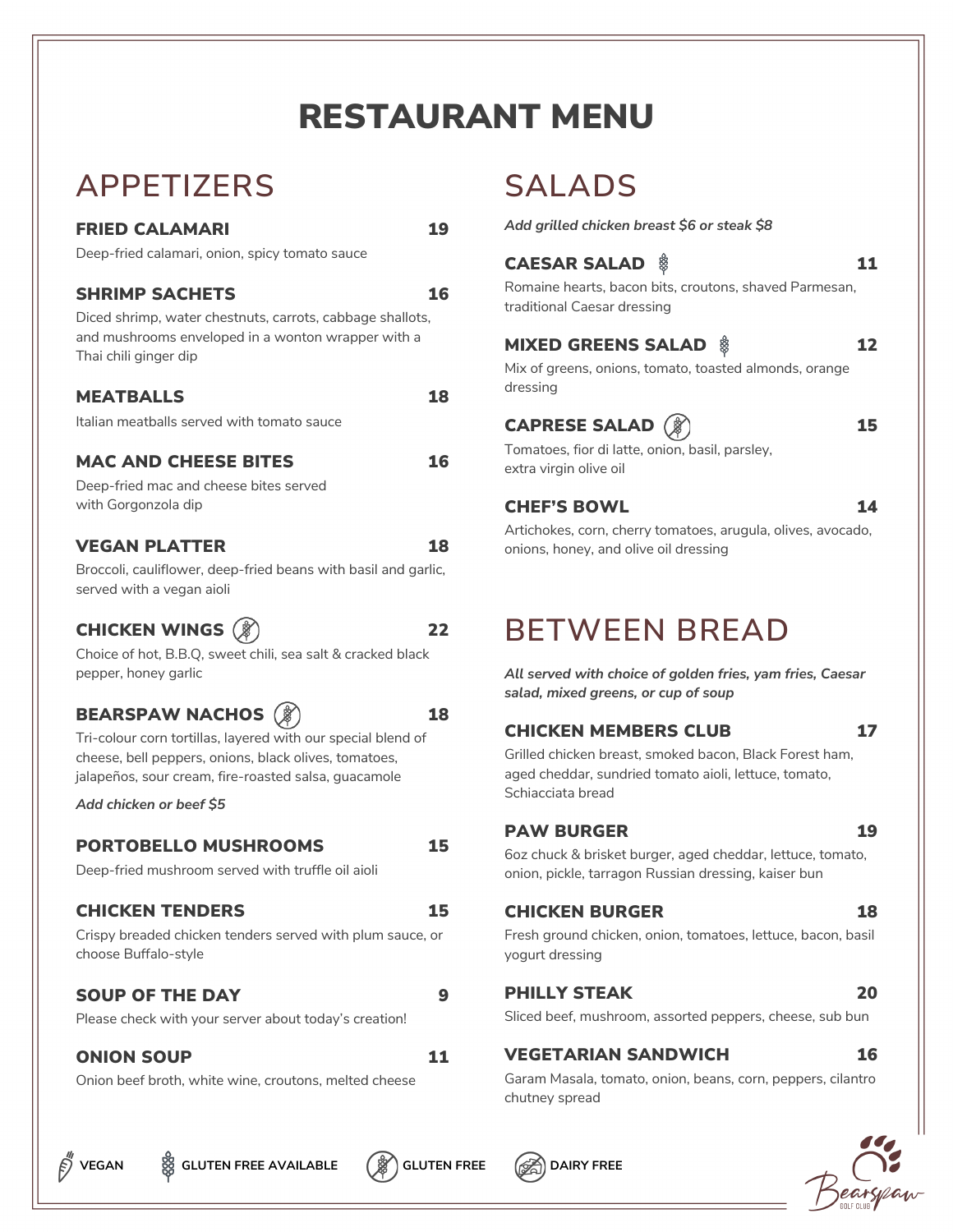# RESTAURANT MENU

## APPETIZERS

**FRIED CALAMARI** 19

Deep-fried calamari, onion, spicy tomato sauce

**SHRIMP SACHETS** 16

Diced shrimp, water chestnuts, carrots, cabbage shallots, and mushrooms enveloped in a wonton wrapper with a Thai chili ginger dip

**MEATBALLS** 18

Italian meatballs served with tomato sauce

**MAC AND CHEESE BITES** 16

Deep-fried mac and cheese bites served with Gorgonzola dip

**VEGAN PLATTER** 18

Broccoli, cauliflower, deep-fried beans with basil and garlic, served with a vegan aioli

**CHICKEN WINGS** (Gluten Free) 22

Choice of hot, B.B.Q, sweet chili, sea salt & cracked black pepper, honey garlic

**BEARSPAW NACHOS** (Gluten Free) 18

Tri-colour corn tortillas, layered with our special blend of cheese, bell peppers, onions, black olives, tomatoes, jalapeños, sour cream, fire-roasted salsa, guacamole

*Add chicken or beef $5*

**PORTOBELLO MUSHROOMS** 15

Deep-fried mushroom served with truffle oil aioli

**CHICKEN TENDERS** 15

Crispy breaded chicken tenders served with plum sauce, or choose Buffalo-style

**SOUP OF THE DAY** 9

Please check with your server about today's creation!

**ONION SOUP** 11

Onion beef broth, white wine, croutons, melted cheese

## SALADS

*Add grilled chicken breast $6 or steak $8*

**CAESAR SALAD** (Gluten Free Available) 11

Romaine hearts, bacon bits, croutons, shaved Parmesan, traditional Caesar dressing

**MIXED GREENS SALAD** (Gluten Free Available) 12

Mix of greens, onions, tomato, toasted almonds, orange dressing

**CAPRESE SALAD** (Gluten Free) 15

Tomatoes, fior di latte, onion, basil, parsley, extra virgin olive oil

**CHEF'S BOWL** 14

Artichokes, corn, cherry tomatoes, arugula, olives, avocado, onions, honey, and olive oil dressing

## BETWEEN BREAD

*All served with choice of golden fries, yam fries, Caesar salad, mixed greens, or cup of soup*

**CHICKEN MEMBERS CLUB** 17

Grilled chicken breast, smoked bacon, Black Forest ham, aged cheddar, sundried tomato aioli, lettuce, tomato, Schiacciata bread

**PAW BURGER** 19

6oz chuck & brisket burger, aged cheddar, lettuce, tomato, onion, pickle, tarragon Russian dressing, kaiser bun

**CHICKEN BURGER** 18

Fresh ground chicken, onion, tomatoes, lettuce, bacon, basil yogurt dressing

**PHILLY STEAK** 20

Sliced beef, mushroom, assorted peppers, cheese, sub bun

**VEGETARIAN SANDWICH** 16

Garam Masala, tomato, onion, beans, corn, peppers, cilantro chutney spread

VEGAN | GLUTEN FREE AVAILABLE | GLUTEN FREE | DAIRY FREE

Bearspaw GOLF CLUB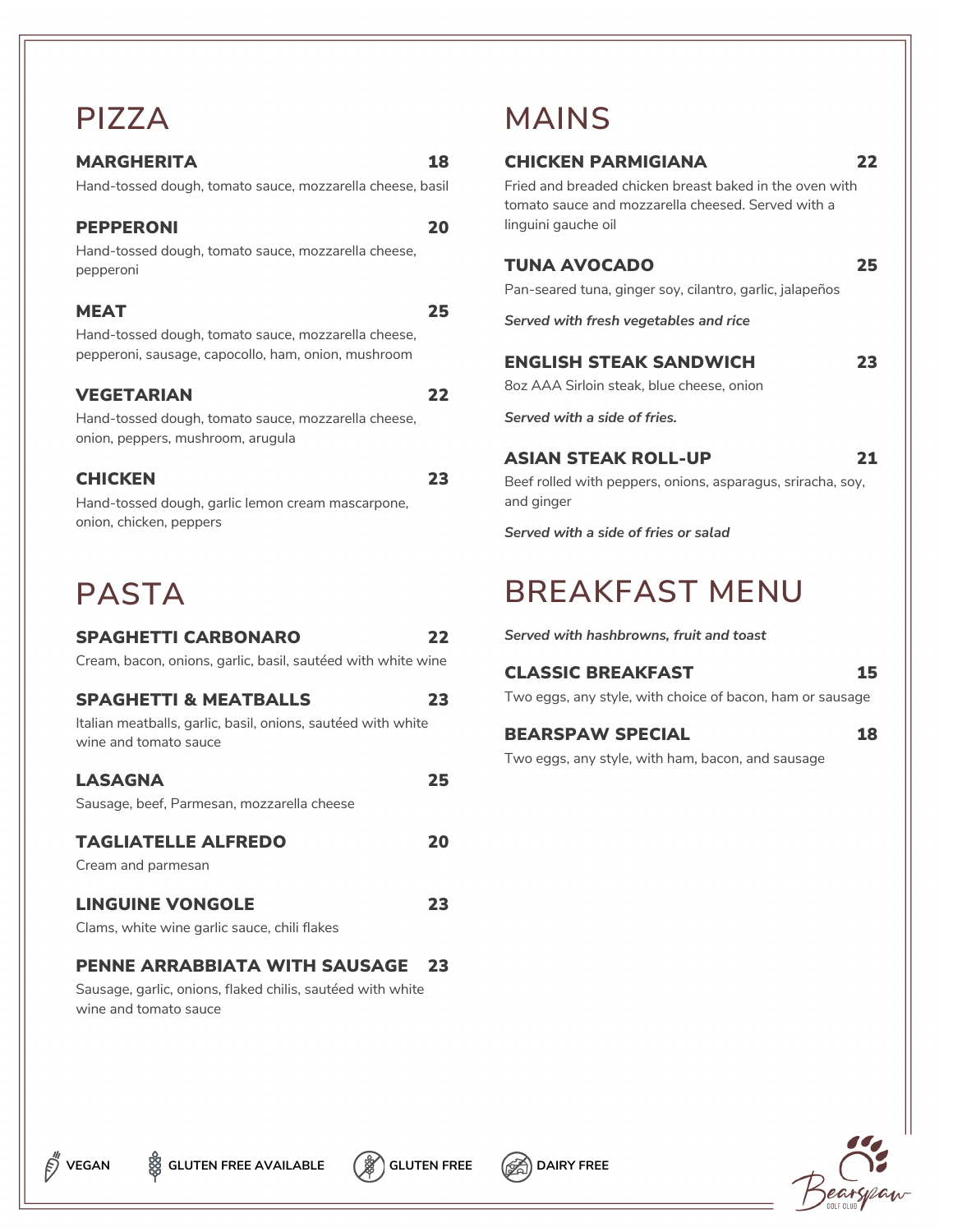## PIZZA

**MARGHERITA** **18**

Hand-tossed dough, tomato sauce, mozzarella cheese, basil

**PEPPERONI** **20**

Hand-tossed dough, tomato sauce, mozzarella cheese, pepperoni

**MEAT** **25**

Hand-tossed dough, tomato sauce, mozzarella cheese, pepperoni, sausage, capocollo, ham, onion, mushroom

**VEGETARIAN** **22**

Hand-tossed dough, tomato sauce, mozzarella cheese, onion, peppers, mushroom, arugula

**CHICKEN** **23**

Hand-tossed dough, garlic lemon cream mascarpone, onion, chicken, peppers

## PASTA

**SPAGHETTI CARBONARO** **22**

Cream, bacon, onions, garlic, basil, sautéed with white wine

**SPAGHETTI & MEATBALLS** **23**

Italian meatballs, garlic, basil, onions, sautéed with white wine and tomato sauce

**LASAGNA** **25**

Sausage, beef, Parmesan, mozzarella cheese

**TAGLIATELLE ALFREDO** **20**

Cream and parmesan

**LINGUINE VONGOLE** **23**

Clams, white wine garlic sauce, chili flakes

**PENNE ARRABBIATA WITH SAUSAGE** **23**

Sausage, garlic, onions, flaked chilis, sautéed with white wine and tomato sauce

## MAINS

**CHICKEN PARMIGIANA** **22**

Fried and breaded chicken breast baked in the oven with tomato sauce and mozzarella cheesed. Served with a linguini gauche oil

**TUNA AVOCADO** **25**

Pan-seared tuna, ginger soy, cilantro, garlic, jalapeños

***Served with fresh vegetables and rice***

**ENGLISH STEAK SANDWICH** **23**

8oz AAA Sirloin steak, blue cheese, onion

***Served with a side of fries.***

**ASIAN STEAK ROLL-UP** **21**

Beef rolled with peppers, onions, asparagus, sriracha, soy, and ginger

***Served with a side of fries or salad***

## BREAKFAST MENU

***Served with hashbrowns, fruit and toast***

**CLASSIC BREAKFAST** **15**

Two eggs, any style, with choice of bacon, ham or sausage

**BEARSPAW SPECIAL** **18**

Two eggs, any style, with ham, bacon, and sausage

**VEGAN** **GLUTEN FREE AVAILABLE** **GLUTEN FREE** **DAIRY FREE**

Bearspaw GOLF CLUB